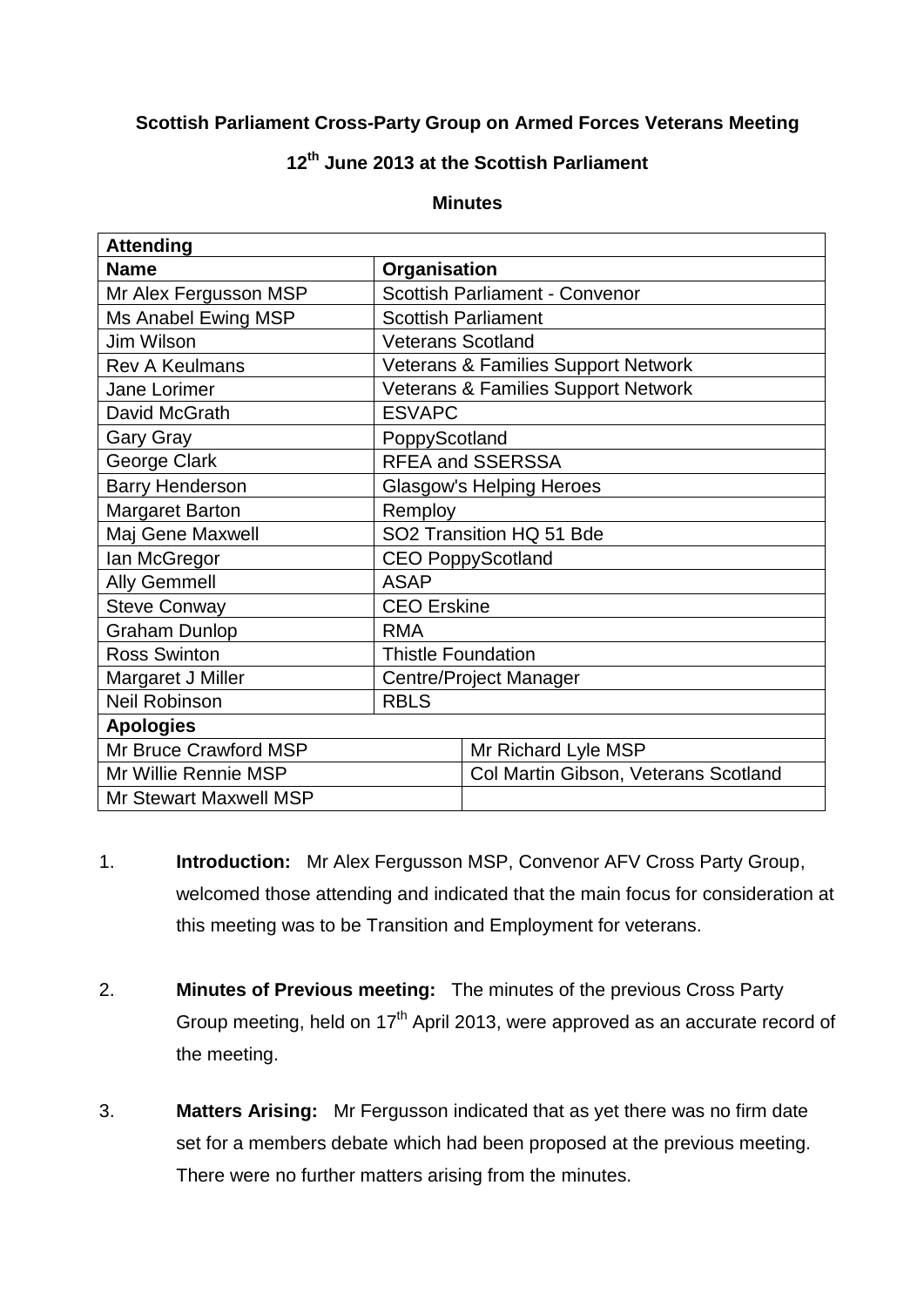**Scottish Parliament Cross-Party Group on Armed Forces Veterans Meeting**

**12th June 2013 at the Scottish Parliament**

**Minutes**

| **Attending** | | |
|---|---|---|
| **Name** | **Organisation** | |
| Mr Alex Fergusson MSP | Scottish Parliament - Convenor | |
| Ms Anabel Ewing MSP | Scottish Parliament | |
| Jim Wilson | Veterans Scotland | |
| Rev A Keulmans | Veterans & Families Support Network | |
| Jane Lorimer | Veterans & Families Support Network | |
| David McGrath | ESVAPC | |
| Gary Gray | PoppyScotland | |
| George Clark | RFEA and SSERSSA | |
| Barry Henderson | Glasgow's Helping Heroes | |
| Margaret Barton | Remploy | |
| Maj Gene Maxwell | SO2 Transition HQ 51 Bde | |
| Ian McGregor | CEO PoppyScotland | |
| Ally Gemmell | ASAP | |
| Steve Conway | CEO Erskine | |
| Graham Dunlop | RMA | |
| Ross Swinton | Thistle Foundation | |
| Margaret J Miller | Centre/Project Manager | |
| Neil Robinson | RBLS | |
| **Apologies** | | |
| Mr Bruce Crawford MSP | | Mr Richard Lyle MSP |
| Mr Willie Rennie MSP | | Col Martin Gibson, Veterans Scotland |
| Mr Stewart Maxwell MSP | | |

1. **Introduction:** Mr Alex Fergusson MSP, Convenor AFV Cross Party Group, welcomed those attending and indicated that the main focus for consideration at this meeting was to be Transition and Employment for veterans.

2. **Minutes of Previous meeting:** The minutes of the previous Cross Party Group meeting, held on 17th April 2013, were approved as an accurate record of the meeting.

3. **Matters Arising:** Mr Fergusson indicated that as yet there was no firm date set for a members debate which had been proposed at the previous meeting. There were no further matters arising from the minutes.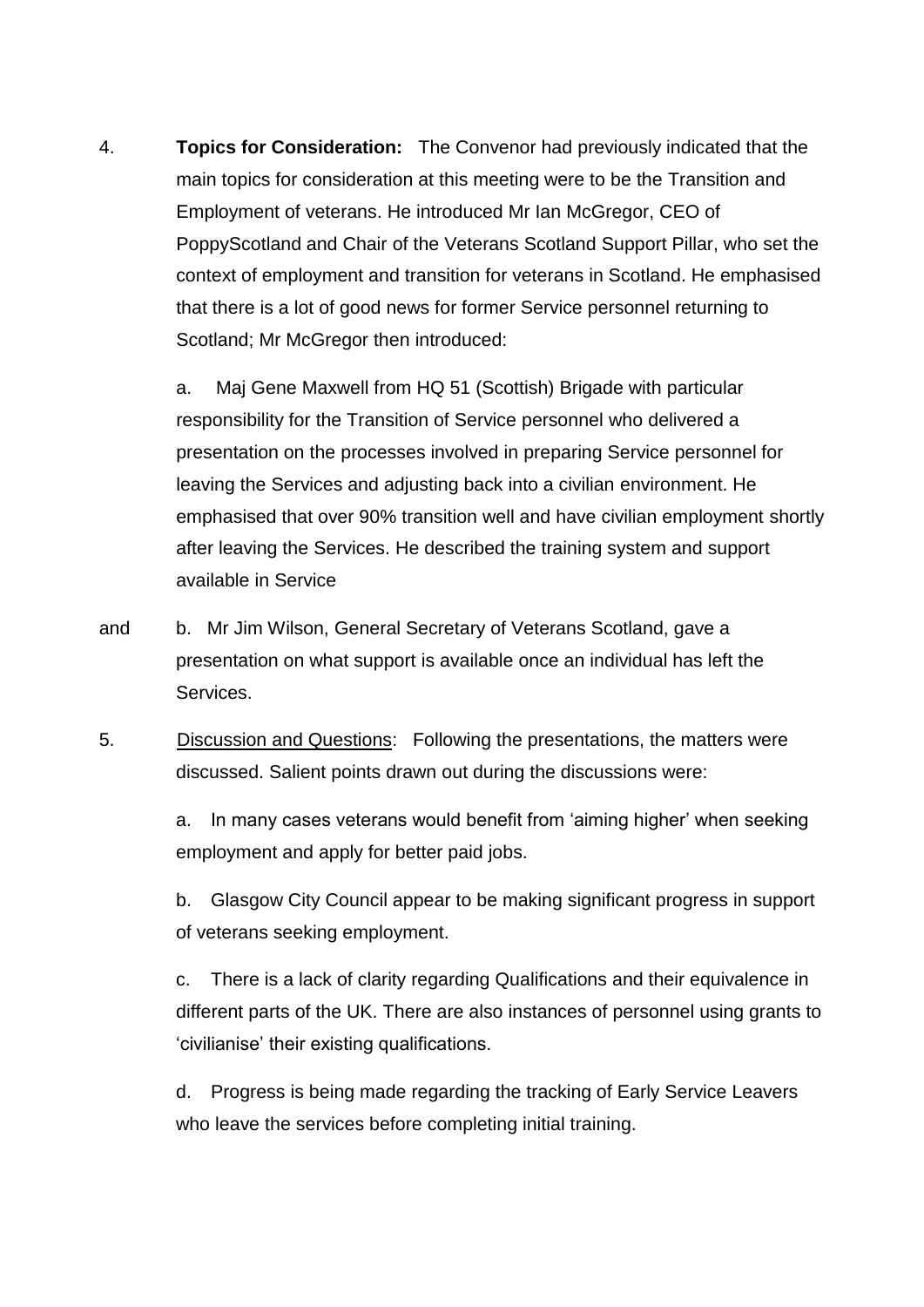4. **Topics for Consideration:** The Convenor had previously indicated that the main topics for consideration at this meeting were to be the Transition and Employment of veterans. He introduced Mr Ian McGregor, CEO of PoppyScotland and Chair of the Veterans Scotland Support Pillar, who set the context of employment and transition for veterans in Scotland. He emphasised that there is a lot of good news for former Service personnel returning to Scotland; Mr McGregor then introduced:

   a. Maj Gene Maxwell from HQ 51 (Scottish) Brigade with particular responsibility for the Transition of Service personnel who delivered a presentation on the processes involved in preparing Service personnel for leaving the Services and adjusting back into a civilian environment. He emphasised that over 90% transition well and have civilian employment shortly after leaving the Services. He described the training system and support available in Service

and b. Mr Jim Wilson, General Secretary of Veterans Scotland, gave a presentation on what support is available once an individual has left the Services.

5. Discussion and Questions: Following the presentations, the matters were discussed. Salient points drawn out during the discussions were:

   a. In many cases veterans would benefit from 'aiming higher' when seeking employment and apply for better paid jobs.

   b. Glasgow City Council appear to be making significant progress in support of veterans seeking employment.

   c. There is a lack of clarity regarding Qualifications and their equivalence in different parts of the UK. There are also instances of personnel using grants to 'civilianise' their existing qualifications.

   d. Progress is being made regarding the tracking of Early Service Leavers who leave the services before completing initial training.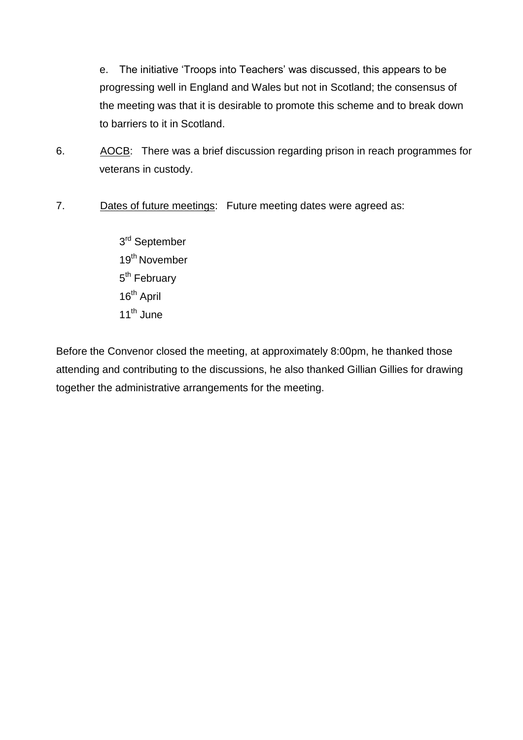e. The initiative 'Troops into Teachers' was discussed, this appears to be progressing well in England and Wales but not in Scotland; the consensus of the meeting was that it is desirable to promote this scheme and to break down to barriers to it in Scotland.

6. AOCB: There was a brief discussion regarding prison in reach programmes for veterans in custody.

7. Dates of future meetings: Future meeting dates were agreed as:

   3rd September
   19th November
   5th February
   16th April
   11th June

Before the Convenor closed the meeting, at approximately 8:00pm, he thanked those attending and contributing to the discussions, he also thanked Gillian Gillies for drawing together the administrative arrangements for the meeting.